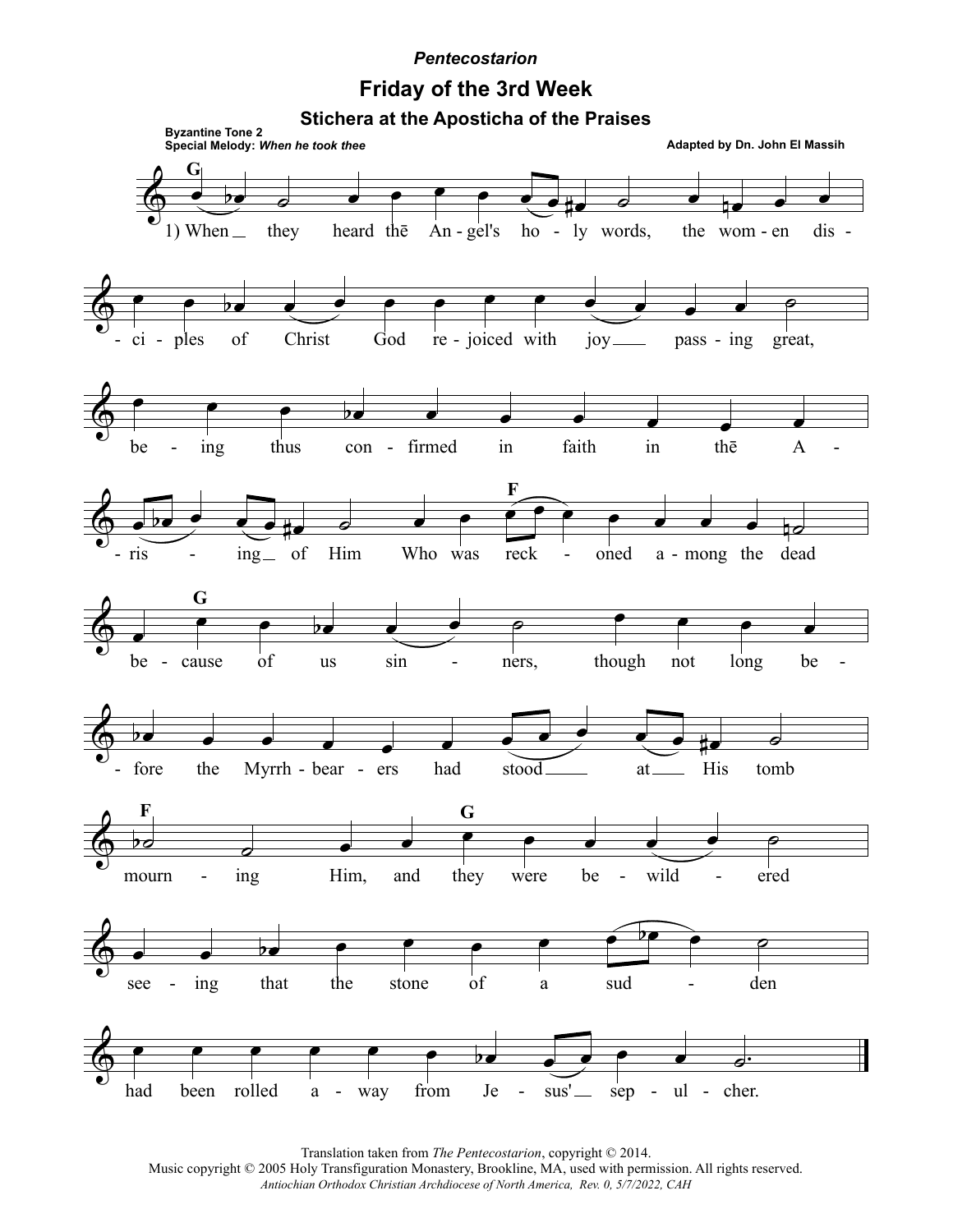*Pentecostarion*

# Friday of the 3rd Week

## Stichera at the Aposticha of the Praises

**Byzantine Tone 2**
**Special Melody:** ***When he took thee***

**Adapted by Dn. John El Massih**

1) When they heard thē Angel's holy words, the women disciples of Christ God rejoiced with joy passing great, being thus confirmed in faith in thē Arising of Him Who was reckoned among the dead because of us sinners, though not long before the Myrrh-bearers had stood at His tomb mourning Him, and they were bewildered seeing that the stone of a sudden had been rolled away from Jesus' sepulcher.

Translation taken from *The Pentecostarion*, copyright © 2014.
Music copyright © 2005 Holy Transfiguration Monastery, Brookline, MA, used with permission. All rights reserved.
*Antiochian Orthodox Christian Archdiocese of North America, Rev. 0, 5/7/2022, CAH*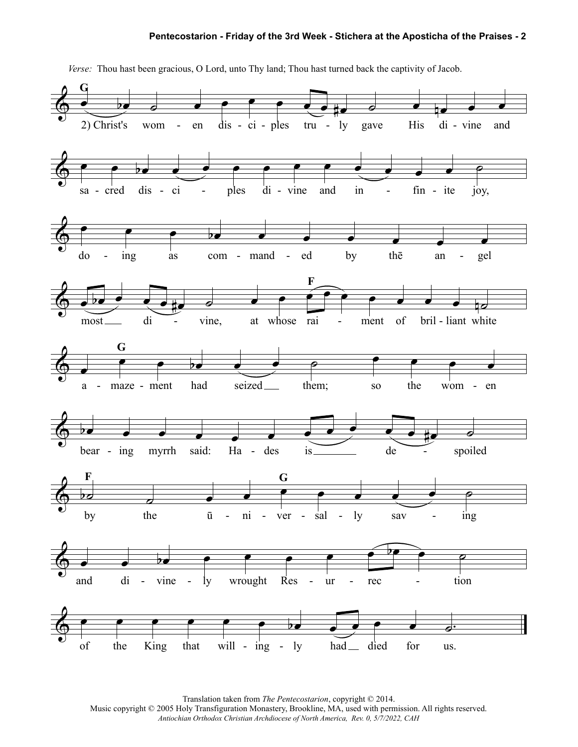*Verse:* Thou hast been gracious, O Lord, unto Thy land; Thou hast turned back the captivity of Jacob.

2) Christ's women disciples truly gave His divine and sacred disciples divine and infinite joy, doing as commanded by the angel most divine, at whose raiment of brilliant white amazement had seized them; so the women bearing myrrh said: Hades is despoiled by the universally saving and divinely wrought Resurrection of the King that willingly had died for us.

Translation taken from *The Pentecostarion*, copyright © 2014.
Music copyright © 2005 Holy Transfiguration Monastery, Brookline, MA, used with permission. All rights reserved.
*Antiochian Orthodox Christian Archdiocese of North America, Rev. 0, 5/7/2022, CAH*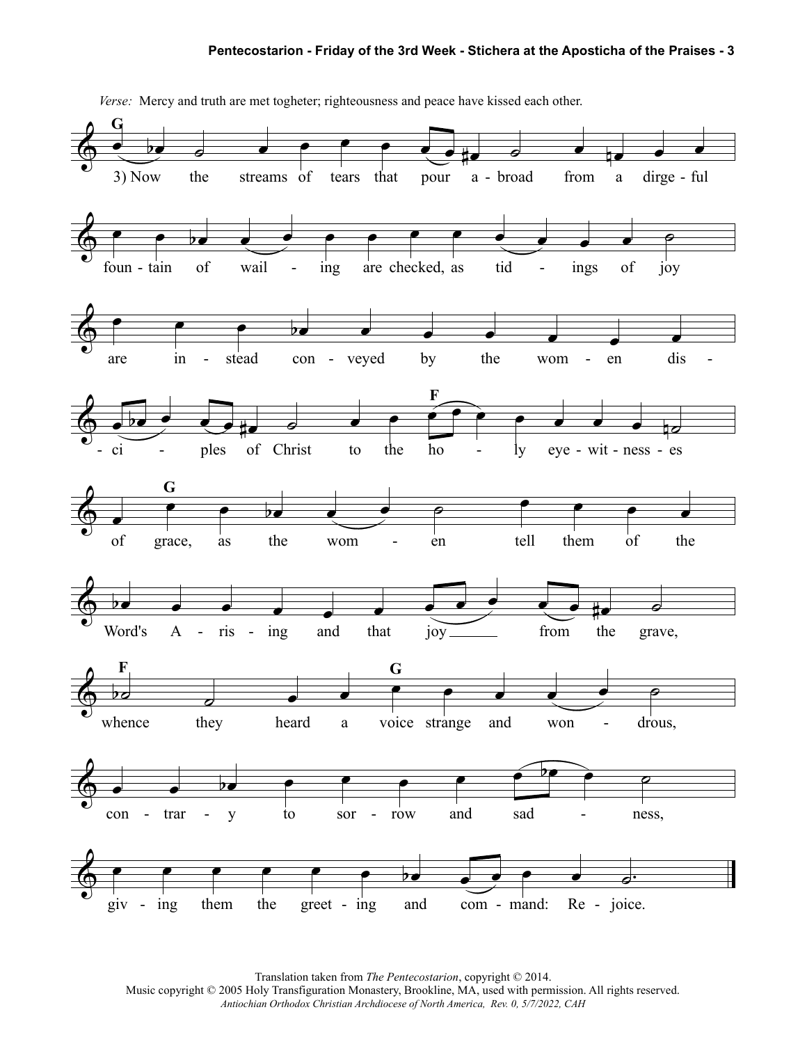*Verse:* Mercy and truth are met togheter; righteousness and peace have kissed each other.

3) Now the streams of tears that pour abroad from a dirgeful fountain of wailing are checked, as tidings of joy are instead conveyed by the women disciples of Christ to the holy eye-witnesses of grace, as the women tell them of the Word's Arising and that joy from the grave, whence they heard a voice strange and wondrous, contrary to sorrow and sadness, giving them the greeting and command: Rejoice.

Translation taken from *The Pentecostarion*, copyright © 2014.
Music copyright © 2005 Holy Transfiguration Monastery, Brookline, MA, used with permission. All rights reserved.
*Antiochian Orthodox Christian Archdiocese of North America, Rev. 0, 5/7/2022, CAH*